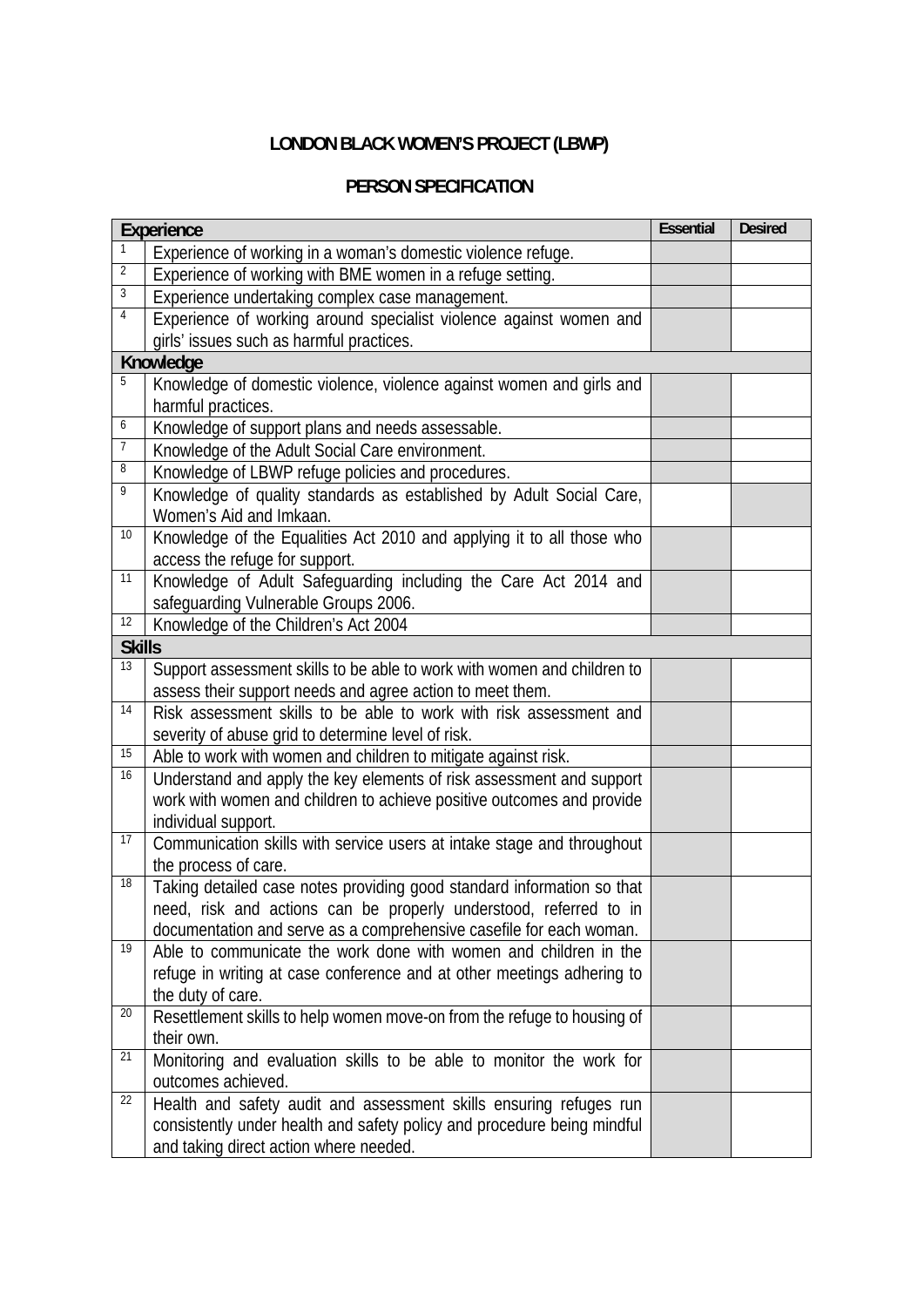# LONDON BLACK WOMEN'S PROJECT (LBWP)

## PERSON SPECIFICATION

| | Experience | Essential | Desired |
|---|---|---|---|
| 1 | Experience of working in a woman's domestic violence refuge. | | |
| 2 | Experience of working with BME women in a refuge setting. | | |
| 3 | Experience undertaking complex case management. | | |
| 4 | Experience of working around specialist violence against women and girls' issues such as harmful practices. | | |
| | **Knowledge** | | |
| 5 | Knowledge of domestic violence, violence against women and girls and harmful practices. | | |
| 6 | Knowledge of support plans and needs assessable. | | |
| 7 | Knowledge of the Adult Social Care environment. | | |
| 8 | Knowledge of LBWP refuge policies and procedures. | | |
| 9 | Knowledge of quality standards as established by Adult Social Care, Women's Aid and Imkaan. | | |
| 10 | Knowledge of the Equalities Act 2010 and applying it to all those who access the refuge for support. | | |
| 11 | Knowledge of Adult Safeguarding including the Care Act 2014 and safeguarding Vulnerable Groups 2006. | | |
| 12 | Knowledge of the Children's Act 2004 | | |
| | **Skills** | | |
| 13 | Support assessment skills to be able to work with women and children to assess their support needs and agree action to meet them. | | |
| 14 | Risk assessment skills to be able to work with risk assessment and severity of abuse grid to determine level of risk. | | |
| 15 | Able to work with women and children to mitigate against risk. | | |
| 16 | Understand and apply the key elements of risk assessment and support work with women and children to achieve positive outcomes and provide individual support. | | |
| 17 | Communication skills with service users at intake stage and throughout the process of care. | | |
| 18 | Taking detailed case notes providing good standard information so that need, risk and actions can be properly understood, referred to in documentation and serve as a comprehensive casefile for each woman. | | |
| 19 | Able to communicate the work done with women and children in the refuge in writing at case conference and at other meetings adhering to the duty of care. | | |
| 20 | Resettlement skills to help women move-on from the refuge to housing of their own. | | |
| 21 | Monitoring and evaluation skills to be able to monitor the work for outcomes achieved. | | |
| 22 | Health and safety audit and assessment skills ensuring refuges run consistently under health and safety policy and procedure being mindful and taking direct action where needed. | | |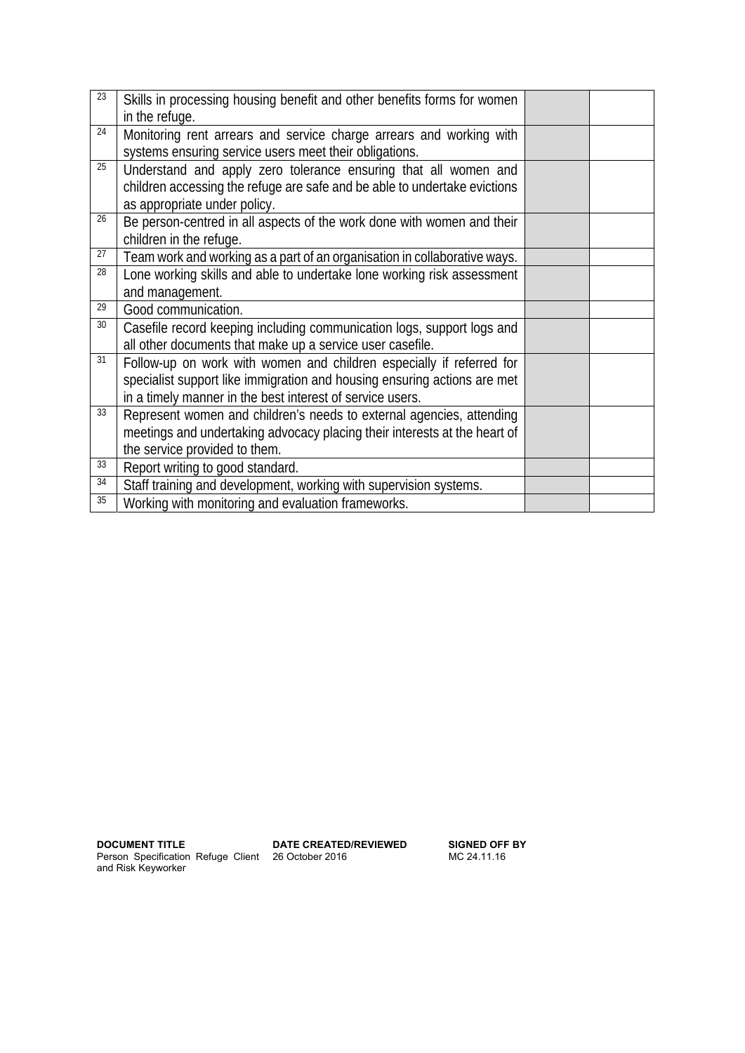| | | | |
|---|---|---|---|
| 23 | Skills in processing housing benefit and other benefits forms for women in the refuge. | | |
| 24 | Monitoring rent arrears and service charge arrears and working with systems ensuring service users meet their obligations. | | |
| 25 | Understand and apply zero tolerance ensuring that all women and children accessing the refuge are safe and be able to undertake evictions as appropriate under policy. | | |
| 26 | Be person-centred in all aspects of the work done with women and their children in the refuge. | | |
| 27 | Team work and working as a part of an organisation in collaborative ways. | | |
| 28 | Lone working skills and able to undertake lone working risk assessment and management. | | |
| 29 | Good communication. | | |
| 30 | Casefile record keeping including communication logs, support logs and all other documents that make up a service user casefile. | | |
| 31 | Follow-up on work with women and children especially if referred for specialist support like immigration and housing ensuring actions are met in a timely manner in the best interest of service users. | | |
| 33 | Represent women and children's needs to external agencies, attending meetings and undertaking advocacy placing their interests at the heart of the service provided to them. | | |
| 33 | Report writing to good standard. | | |
| 34 | Staff training and development, working with supervision systems. | | |
| 35 | Working with monitoring and evaluation frameworks. | | |

| DOCUMENT TITLE | DATE CREATED/REVIEWED | SIGNED OFF BY |
|---|---|---|
| Person Specification Refuge Client and Risk Keyworker | 26 October 2016 | MC 24.11.16 |